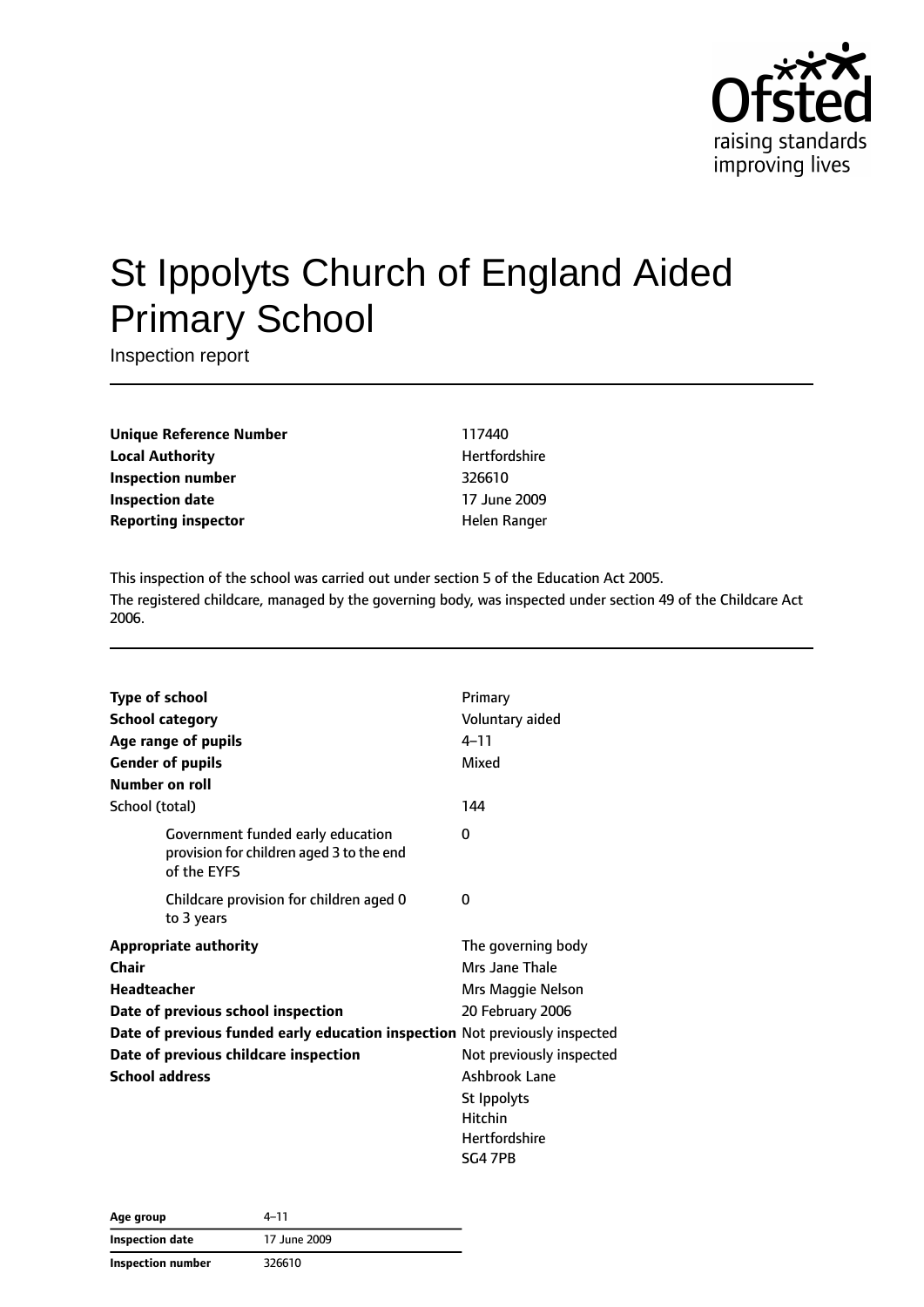# St Ippolyts Church of England Aided Primary School

Inspection report

| | |
|---|---|
| **Unique Reference Number** | 117440 |
| **Local Authority** | Hertfordshire |
| **Inspection number** | 326610 |
| **Inspection date** | 17 June 2009 |
| **Reporting inspector** | Helen Ranger |

This inspection of the school was carried out under section 5 of the Education Act 2005.

The registered childcare, managed by the governing body, was inspected under section 49 of the Childcare Act 2006.

| | |
|---|---|
| **Type of school** | Primary |
| **School category** | Voluntary aided |
| **Age range of pupils** | 4–11 |
| **Gender of pupils** | Mixed |
| **Number on roll** | |
| School (total) | 144 |
| Government funded early education provision for children aged 3 to the end of the EYFS | 0 |
| Childcare provision for children aged 0 to 3 years | 0 |
| **Appropriate authority** | The governing body |
| **Chair** | Mrs Jane Thale |
| **Headteacher** | Mrs Maggie Nelson |
| **Date of previous school inspection** | 20 February 2006 |
| **Date of previous funded early education inspection** | Not previously inspected |
| **Date of previous childcare inspection** | Not previously inspected |
| **School address** | Ashbrook Lane<br>St Ippolyts<br>Hitchin<br>Hertfordshire<br>SG4 7PB |

| | |
|---|---|
| **Age group** | 4–11 |
| **Inspection date** | 17 June 2009 |
| **Inspection number** | 326610 |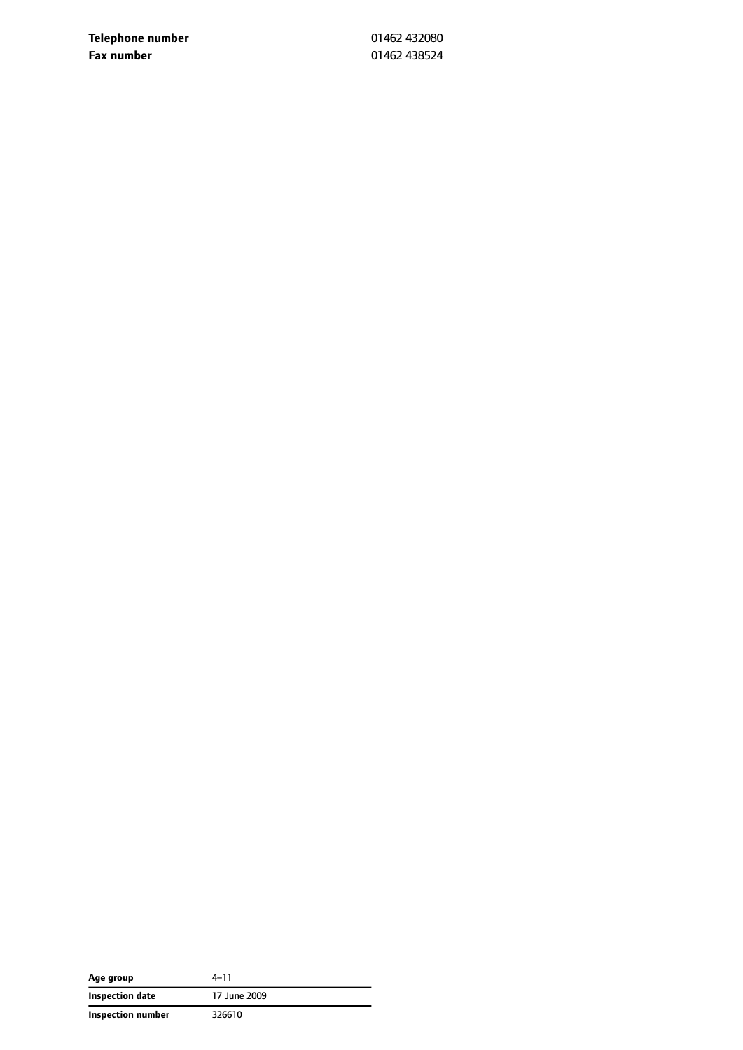| | |
|---|---|
| **Telephone number** | 01462 432080 |
| **Fax number** | 01462 438524 |

| | |
|---|---|
| **Age group** | 4–11 |
| **Inspection date** | 17 June 2009 |
| **Inspection number** | 326610 |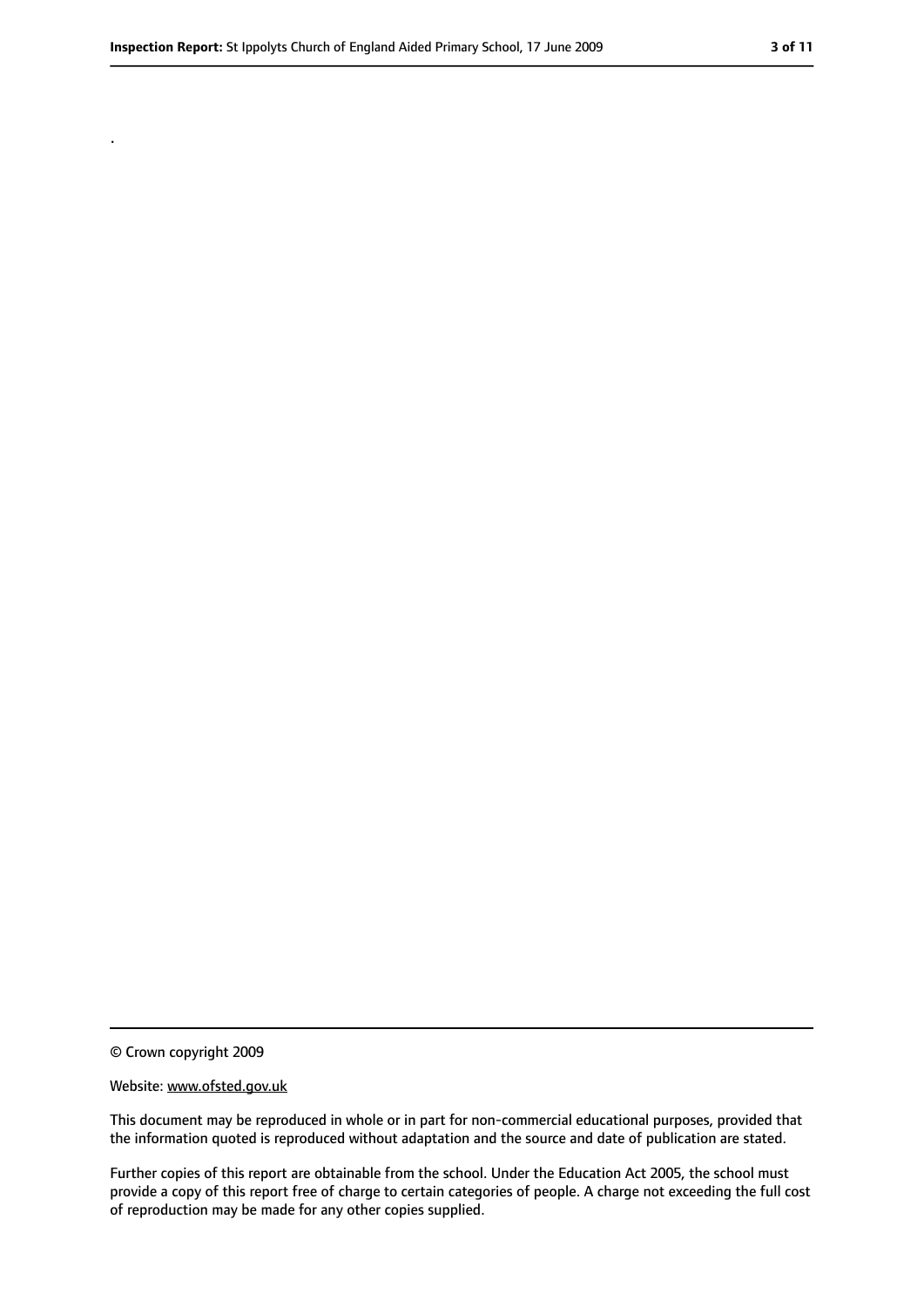.

© Crown copyright 2009

Website: www.ofsted.gov.uk

This document may be reproduced in whole or in part for non-commercial educational purposes, provided that the information quoted is reproduced without adaptation and the source and date of publication are stated.

Further copies of this report are obtainable from the school. Under the Education Act 2005, the school must provide a copy of this report free of charge to certain categories of people. A charge not exceeding the full cost of reproduction may be made for any other copies supplied.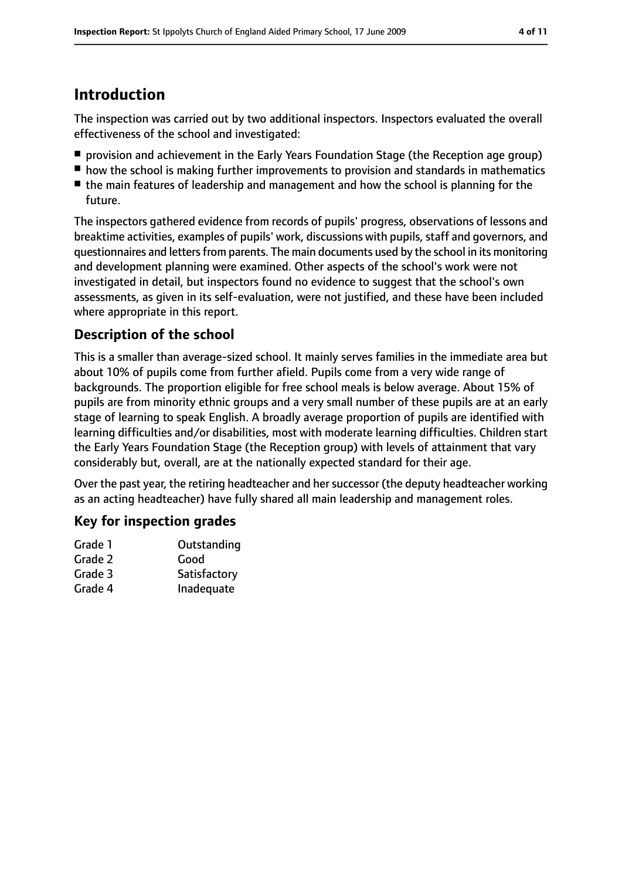# Introduction

The inspection was carried out by two additional inspectors. Inspectors evaluated the overall effectiveness of the school and investigated:

- provision and achievement in the Early Years Foundation Stage (the Reception age group)
- how the school is making further improvements to provision and standards in mathematics
- the main features of leadership and management and how the school is planning for the future.

The inspectors gathered evidence from records of pupils' progress, observations of lessons and breaktime activities, examples of pupils' work, discussions with pupils, staff and governors, and questionnaires and letters from parents. The main documents used by the school in its monitoring and development planning were examined. Other aspects of the school's work were not investigated in detail, but inspectors found no evidence to suggest that the school's own assessments, as given in its self-evaluation, were not justified, and these have been included where appropriate in this report.

## Description of the school

This is a smaller than average-sized school. It mainly serves families in the immediate area but about 10% of pupils come from further afield. Pupils come from a very wide range of backgrounds. The proportion eligible for free school meals is below average. About 15% of pupils are from minority ethnic groups and a very small number of these pupils are at an early stage of learning to speak English. A broadly average proportion of pupils are identified with learning difficulties and/or disabilities, most with moderate learning difficulties. Children start the Early Years Foundation Stage (the Reception group) with levels of attainment that vary considerably but, overall, are at the nationally expected standard for their age.

Over the past year, the retiring headteacher and her successor (the deputy headteacher working as an acting headteacher) have fully shared all main leadership and management roles.

## Key for inspection grades

| | |
|---|---|
| Grade 1 | Outstanding |
| Grade 2 | Good |
| Grade 3 | Satisfactory |
| Grade 4 | Inadequate |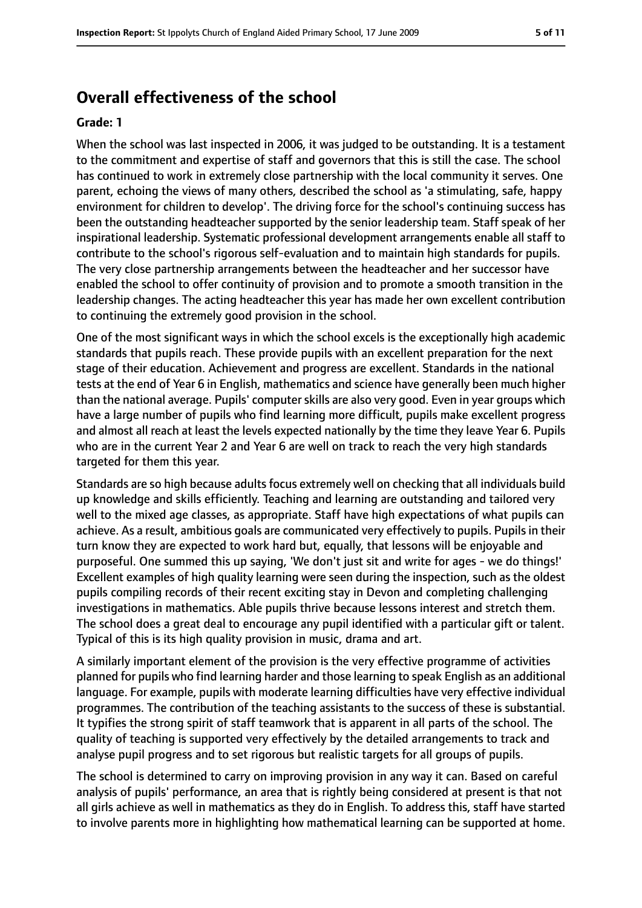## Overall effectiveness of the school

**Grade: 1**

When the school was last inspected in 2006, it was judged to be outstanding. It is a testament to the commitment and expertise of staff and governors that this is still the case. The school has continued to work in extremely close partnership with the local community it serves. One parent, echoing the views of many others, described the school as 'a stimulating, safe, happy environment for children to develop'. The driving force for the school's continuing success has been the outstanding headteacher supported by the senior leadership team. Staff speak of her inspirational leadership. Systematic professional development arrangements enable all staff to contribute to the school's rigorous self-evaluation and to maintain high standards for pupils. The very close partnership arrangements between the headteacher and her successor have enabled the school to offer continuity of provision and to promote a smooth transition in the leadership changes. The acting headteacher this year has made her own excellent contribution to continuing the extremely good provision in the school.

One of the most significant ways in which the school excels is the exceptionally high academic standards that pupils reach. These provide pupils with an excellent preparation for the next stage of their education. Achievement and progress are excellent. Standards in the national tests at the end of Year 6 in English, mathematics and science have generally been much higher than the national average. Pupils' computer skills are also very good. Even in year groups which have a large number of pupils who find learning more difficult, pupils make excellent progress and almost all reach at least the levels expected nationally by the time they leave Year 6. Pupils who are in the current Year 2 and Year 6 are well on track to reach the very high standards targeted for them this year.

Standards are so high because adults focus extremely well on checking that all individuals build up knowledge and skills efficiently. Teaching and learning are outstanding and tailored very well to the mixed age classes, as appropriate. Staff have high expectations of what pupils can achieve. As a result, ambitious goals are communicated very effectively to pupils. Pupils in their turn know they are expected to work hard but, equally, that lessons will be enjoyable and purposeful. One summed this up saying, 'We don't just sit and write for ages - we do things!' Excellent examples of high quality learning were seen during the inspection, such as the oldest pupils compiling records of their recent exciting stay in Devon and completing challenging investigations in mathematics. Able pupils thrive because lessons interest and stretch them. The school does a great deal to encourage any pupil identified with a particular gift or talent. Typical of this is its high quality provision in music, drama and art.

A similarly important element of the provision is the very effective programme of activities planned for pupils who find learning harder and those learning to speak English as an additional language. For example, pupils with moderate learning difficulties have very effective individual programmes. The contribution of the teaching assistants to the success of these is substantial. It typifies the strong spirit of staff teamwork that is apparent in all parts of the school. The quality of teaching is supported very effectively by the detailed arrangements to track and analyse pupil progress and to set rigorous but realistic targets for all groups of pupils.

The school is determined to carry on improving provision in any way it can. Based on careful analysis of pupils' performance, an area that is rightly being considered at present is that not all girls achieve as well in mathematics as they do in English. To address this, staff have started to involve parents more in highlighting how mathematical learning can be supported at home.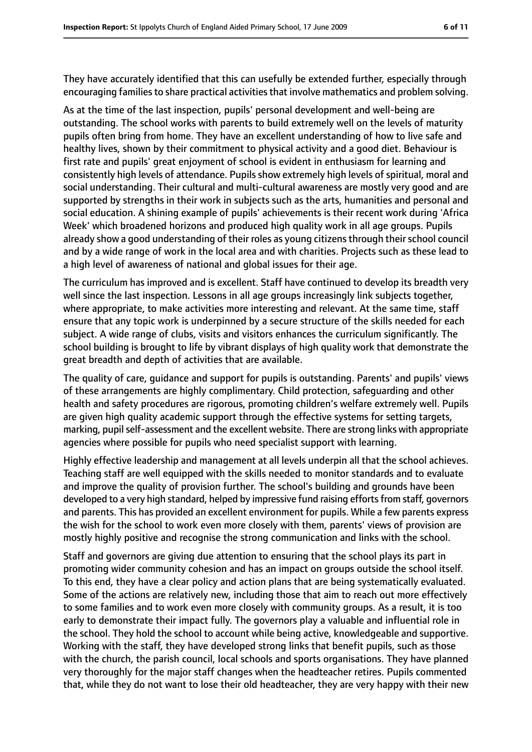They have accurately identified that this can usefully be extended further, especially through encouraging families to share practical activities that involve mathematics and problem solving.

As at the time of the last inspection, pupils' personal development and well-being are outstanding. The school works with parents to build extremely well on the levels of maturity pupils often bring from home. They have an excellent understanding of how to live safe and healthy lives, shown by their commitment to physical activity and a good diet. Behaviour is first rate and pupils' great enjoyment of school is evident in enthusiasm for learning and consistently high levels of attendance. Pupils show extremely high levels of spiritual, moral and social understanding. Their cultural and multi-cultural awareness are mostly very good and are supported by strengths in their work in subjects such as the arts, humanities and personal and social education. A shining example of pupils' achievements is their recent work during 'Africa Week' which broadened horizons and produced high quality work in all age groups. Pupils already show a good understanding of their roles as young citizens through their school council and by a wide range of work in the local area and with charities. Projects such as these lead to a high level of awareness of national and global issues for their age.

The curriculum has improved and is excellent. Staff have continued to develop its breadth very well since the last inspection. Lessons in all age groups increasingly link subjects together, where appropriate, to make activities more interesting and relevant. At the same time, staff ensure that any topic work is underpinned by a secure structure of the skills needed for each subject. A wide range of clubs, visits and visitors enhances the curriculum significantly. The school building is brought to life by vibrant displays of high quality work that demonstrate the great breadth and depth of activities that are available.

The quality of care, guidance and support for pupils is outstanding. Parents' and pupils' views of these arrangements are highly complimentary. Child protection, safeguarding and other health and safety procedures are rigorous, promoting children's welfare extremely well. Pupils are given high quality academic support through the effective systems for setting targets, marking, pupil self-assessment and the excellent website. There are strong links with appropriate agencies where possible for pupils who need specialist support with learning.

Highly effective leadership and management at all levels underpin all that the school achieves. Teaching staff are well equipped with the skills needed to monitor standards and to evaluate and improve the quality of provision further. The school's building and grounds have been developed to a very high standard, helped by impressive fund raising efforts from staff, governors and parents. This has provided an excellent environment for pupils. While a few parents express the wish for the school to work even more closely with them, parents' views of provision are mostly highly positive and recognise the strong communication and links with the school.

Staff and governors are giving due attention to ensuring that the school plays its part in promoting wider community cohesion and has an impact on groups outside the school itself. To this end, they have a clear policy and action plans that are being systematically evaluated. Some of the actions are relatively new, including those that aim to reach out more effectively to some families and to work even more closely with community groups. As a result, it is too early to demonstrate their impact fully. The governors play a valuable and influential role in the school. They hold the school to account while being active, knowledgeable and supportive. Working with the staff, they have developed strong links that benefit pupils, such as those with the church, the parish council, local schools and sports organisations. They have planned very thoroughly for the major staff changes when the headteacher retires. Pupils commented that, while they do not want to lose their old headteacher, they are very happy with their new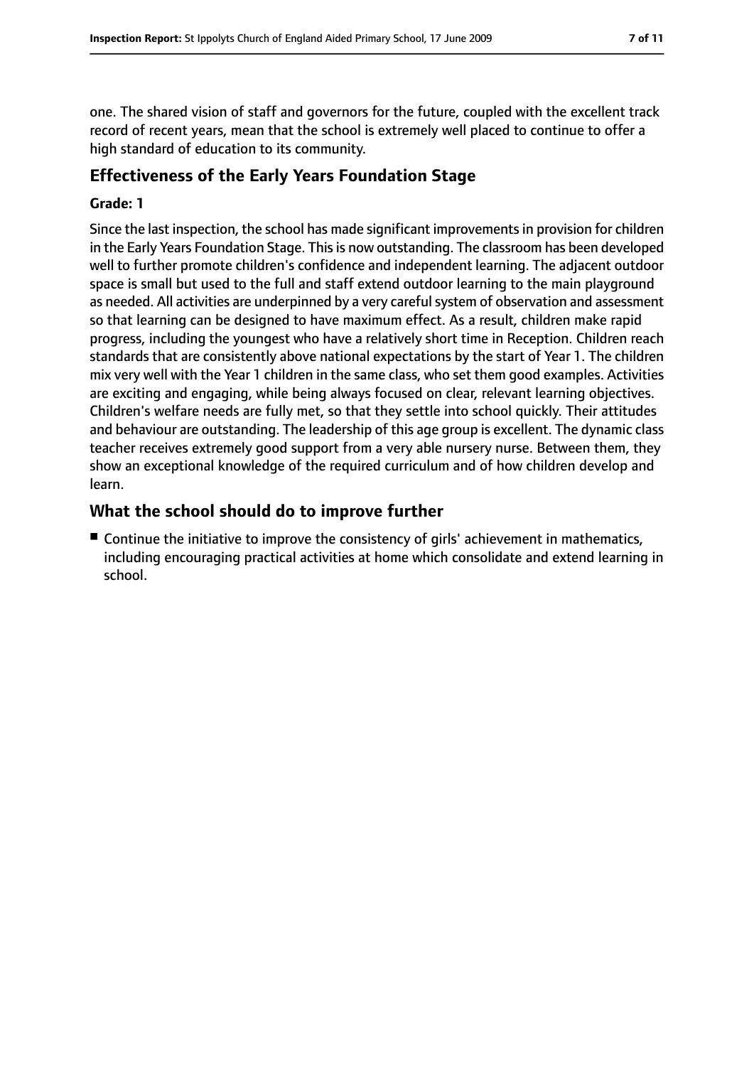one. The shared vision of staff and governors for the future, coupled with the excellent track record of recent years, mean that the school is extremely well placed to continue to offer a high standard of education to its community.

## Effectiveness of the Early Years Foundation Stage

**Grade: 1**

Since the last inspection, the school has made significant improvements in provision for children in the Early Years Foundation Stage. This is now outstanding. The classroom has been developed well to further promote children's confidence and independent learning. The adjacent outdoor space is small but used to the full and staff extend outdoor learning to the main playground as needed. All activities are underpinned by a very careful system of observation and assessment so that learning can be designed to have maximum effect. As a result, children make rapid progress, including the youngest who have a relatively short time in Reception. Children reach standards that are consistently above national expectations by the start of Year 1. The children mix very well with the Year 1 children in the same class, who set them good examples. Activities are exciting and engaging, while being always focused on clear, relevant learning objectives. Children's welfare needs are fully met, so that they settle into school quickly. Their attitudes and behaviour are outstanding. The leadership of this age group is excellent. The dynamic class teacher receives extremely good support from a very able nursery nurse. Between them, they show an exceptional knowledge of the required curriculum and of how children develop and learn.

## What the school should do to improve further

- Continue the initiative to improve the consistency of girls' achievement in mathematics, including encouraging practical activities at home which consolidate and extend learning in school.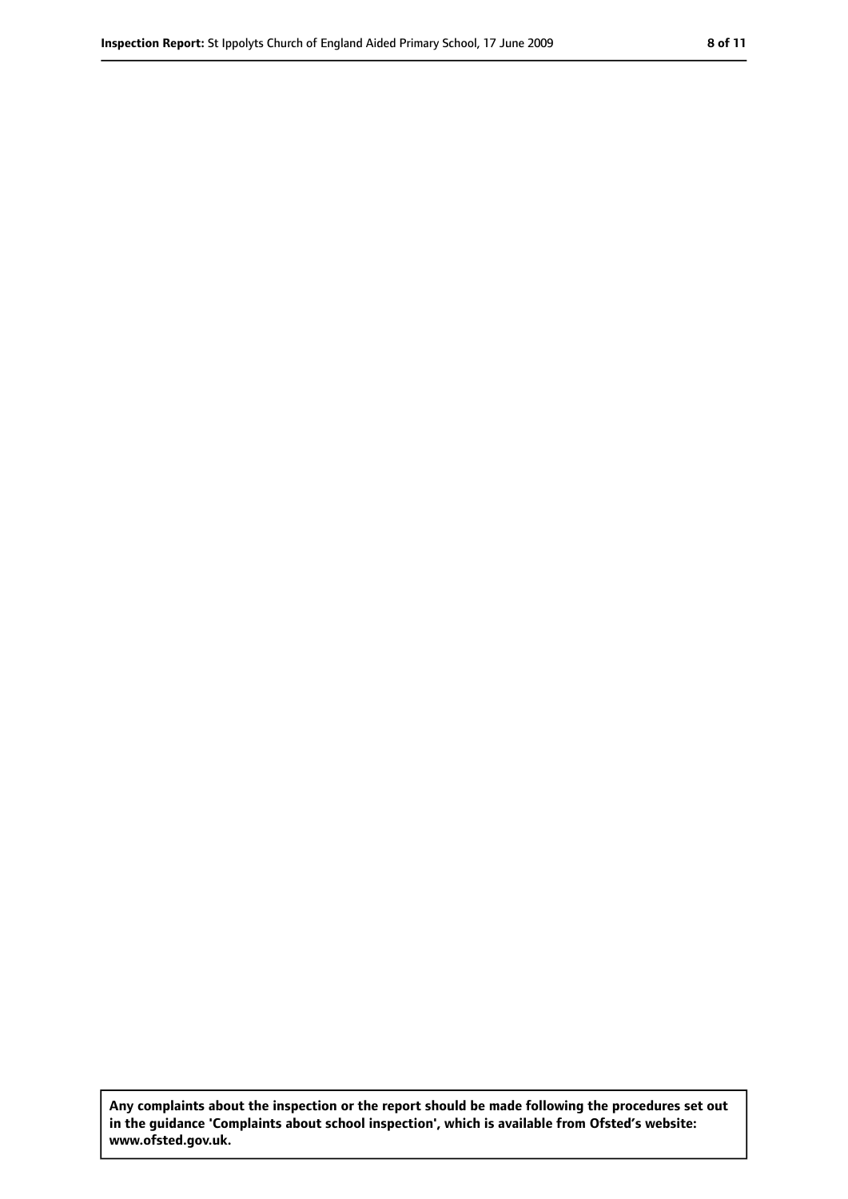**Any complaints about the inspection or the report should be made following the procedures set out in the guidance 'Complaints about school inspection', which is available from Ofsted's website: www.ofsted.gov.uk.**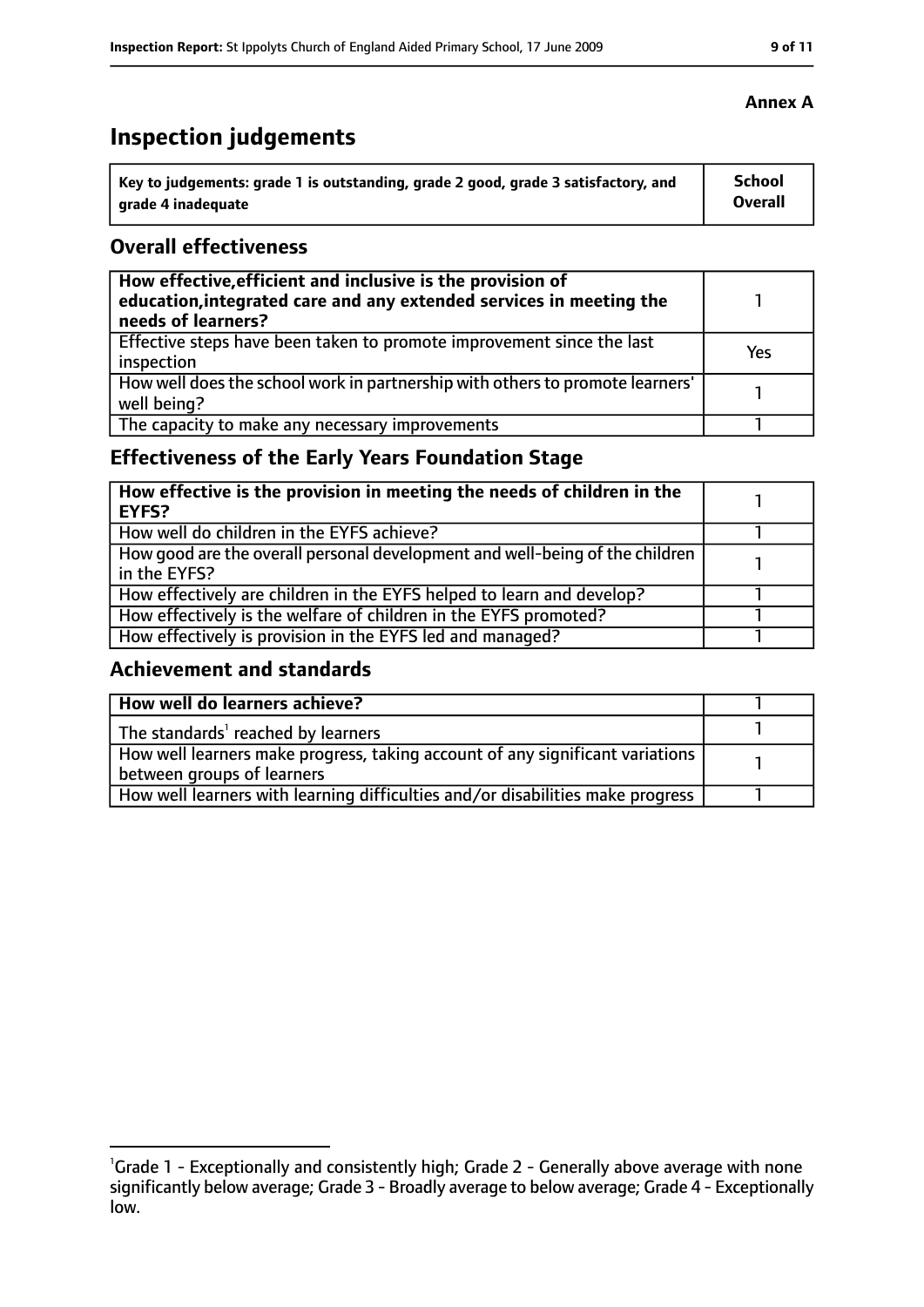**Annex A**

# Inspection judgements

| Key to judgements: grade 1 is outstanding, grade 2 good, grade 3 satisfactory, and grade 4 inadequate | School Overall |
|---|---|

## Overall effectiveness

| | |
|---|---|
| **How effective, efficient and inclusive is the provision of education, integrated care and any extended services in meeting the needs of learners?** | 1 |
| Effective steps have been taken to promote improvement since the last inspection | Yes |
| How well does the school work in partnership with others to promote learners' well being? | 1 |
| The capacity to make any necessary improvements | 1 |

## Effectiveness of the Early Years Foundation Stage

| | |
|---|---|
| **How effective is the provision in meeting the needs of children in the EYFS?** | 1 |
| How well do children in the EYFS achieve? | 1 |
| How good are the overall personal development and well-being of the children in the EYFS? | 1 |
| How effectively are children in the EYFS helped to learn and develop? | 1 |
| How effectively is the welfare of children in the EYFS promoted? | 1 |
| How effectively is provision in the EYFS led and managed? | 1 |

## Achievement and standards

| | |
|---|---|
| **How well do learners achieve?** | 1 |
| The standards[1] reached by learners | 1 |
| How well learners make progress, taking account of any significant variations between groups of learners | 1 |
| How well learners with learning difficulties and/or disabilities make progress | 1 |

[1]Grade 1 - Exceptionally and consistently high; Grade 2 - Generally above average with none significantly below average; Grade 3 - Broadly average to below average; Grade 4 - Exceptionally low.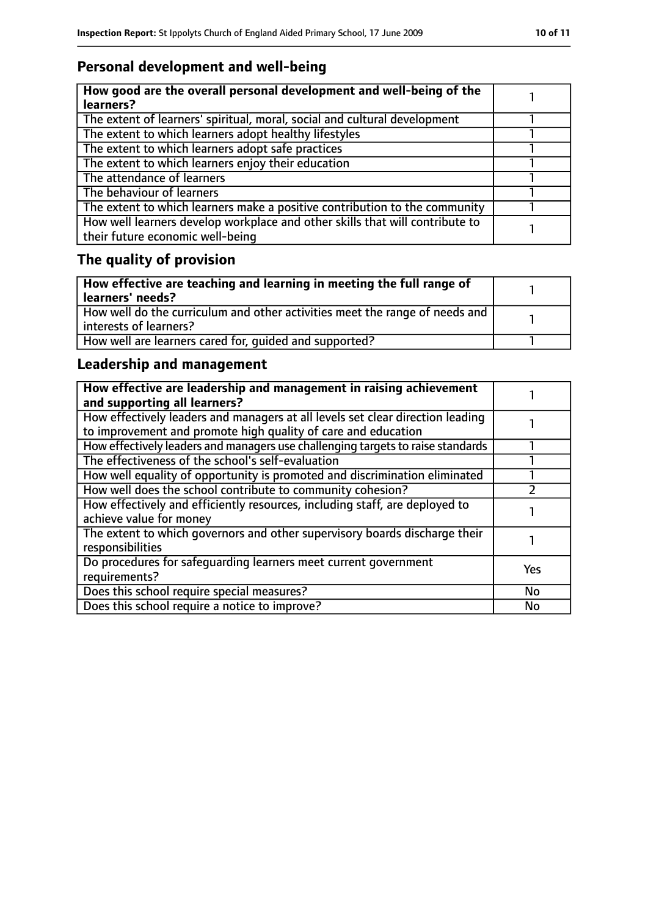## Personal development and well-being

| **How good are the overall personal development and well-being of the learners?** | 1 |
|---|---|
| The extent of learners' spiritual, moral, social and cultural development | 1 |
| The extent to which learners adopt healthy lifestyles | 1 |
| The extent to which learners adopt safe practices | 1 |
| The extent to which learners enjoy their education | 1 |
| The attendance of learners | 1 |
| The behaviour of learners | 1 |
| The extent to which learners make a positive contribution to the community | 1 |
| How well learners develop workplace and other skills that will contribute to their future economic well-being | 1 |

## The quality of provision

| **How effective are teaching and learning in meeting the full range of learners' needs?** | 1 |
|---|---|
| How well do the curriculum and other activities meet the range of needs and interests of learners? | 1 |
| How well are learners cared for, guided and supported? | 1 |

## Leadership and management

| **How effective are leadership and management in raising achievement and supporting all learners?** | 1 |
|---|---|
| How effectively leaders and managers at all levels set clear direction leading to improvement and promote high quality of care and education | 1 |
| How effectively leaders and managers use challenging targets to raise standards | 1 |
| The effectiveness of the school's self-evaluation | 1 |
| How well equality of opportunity is promoted and discrimination eliminated | 1 |
| How well does the school contribute to community cohesion? | 2 |
| How effectively and efficiently resources, including staff, are deployed to achieve value for money | 1 |
| The extent to which governors and other supervisory boards discharge their responsibilities | 1 |
| Do procedures for safeguarding learners meet current government requirements? | Yes |
| Does this school require special measures? | No |
| Does this school require a notice to improve? | No |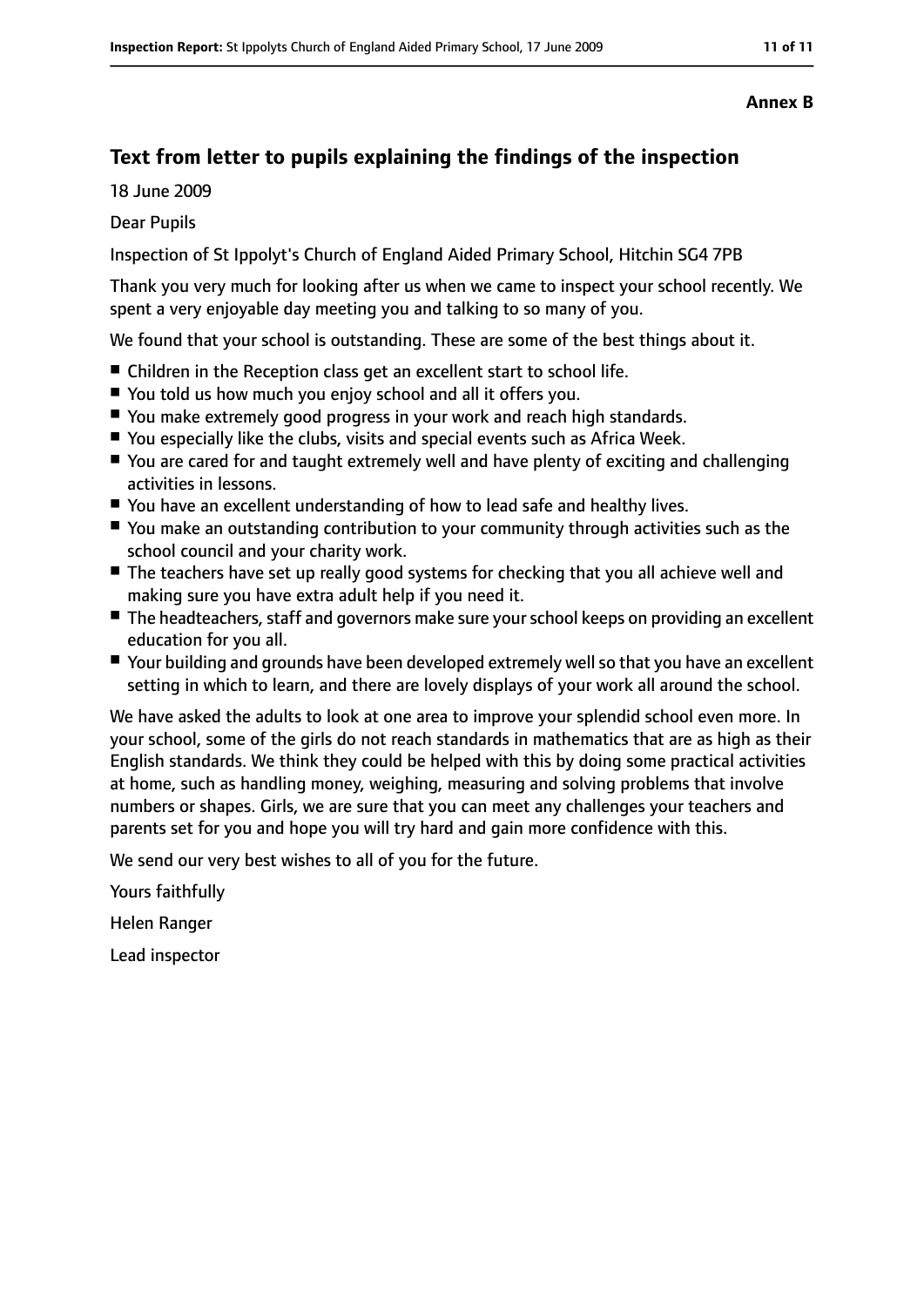**Annex B**

## Text from letter to pupils explaining the findings of the inspection

18 June 2009

Dear Pupils

Inspection of St Ippolyt's Church of England Aided Primary School, Hitchin SG4 7PB

Thank you very much for looking after us when we came to inspect your school recently. We spent a very enjoyable day meeting you and talking to so many of you.

We found that your school is outstanding. These are some of the best things about it.

- Children in the Reception class get an excellent start to school life.
- You told us how much you enjoy school and all it offers you.
- You make extremely good progress in your work and reach high standards.
- You especially like the clubs, visits and special events such as Africa Week.
- You are cared for and taught extremely well and have plenty of exciting and challenging activities in lessons.
- You have an excellent understanding of how to lead safe and healthy lives.
- You make an outstanding contribution to your community through activities such as the school council and your charity work.
- The teachers have set up really good systems for checking that you all achieve well and making sure you have extra adult help if you need it.
- The headteachers, staff and governors make sure your school keeps on providing an excellent education for you all.
- Your building and grounds have been developed extremely well so that you have an excellent setting in which to learn, and there are lovely displays of your work all around the school.

We have asked the adults to look at one area to improve your splendid school even more. In your school, some of the girls do not reach standards in mathematics that are as high as their English standards. We think they could be helped with this by doing some practical activities at home, such as handling money, weighing, measuring and solving problems that involve numbers or shapes. Girls, we are sure that you can meet any challenges your teachers and parents set for you and hope you will try hard and gain more confidence with this.

We send our very best wishes to all of you for the future.

Yours faithfully

Helen Ranger

Lead inspector